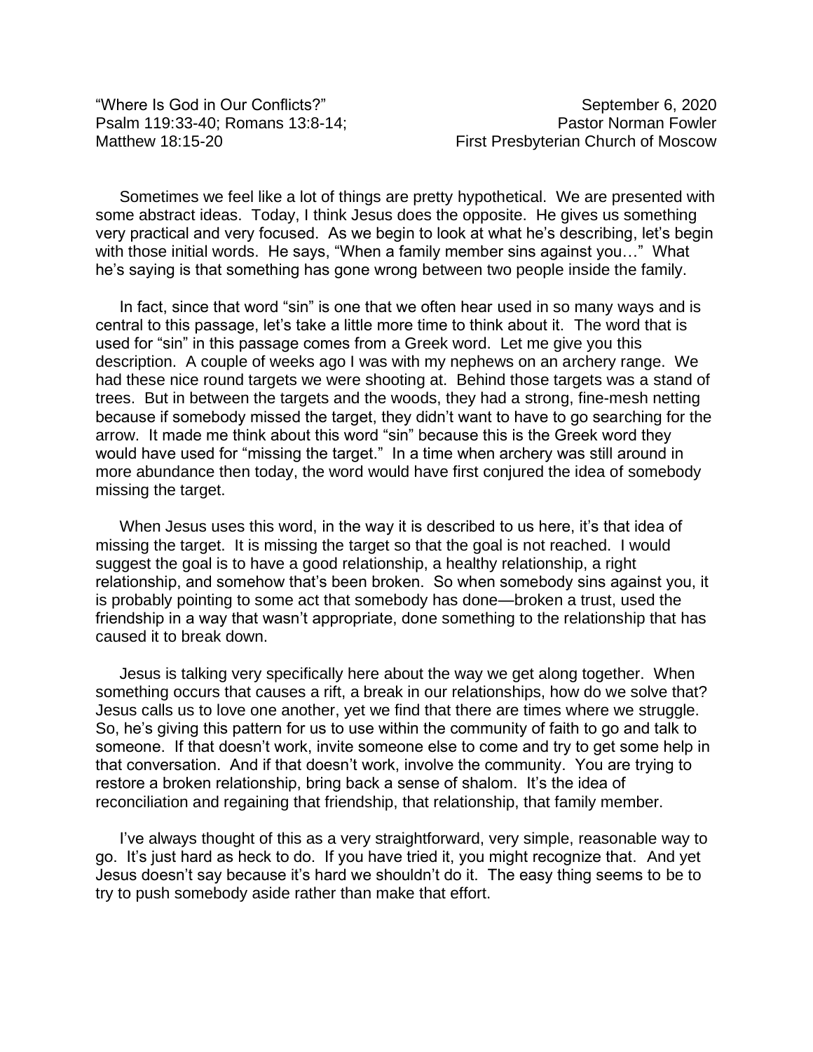"Where Is God in Our Conflicts?"
Psalm 119:33-40; Romans 13:8-14;
Matthew 18:15-20

September 6, 2020
Pastor Norman Fowler
First Presbyterian Church of Moscow

Sometimes we feel like a lot of things are pretty hypothetical. We are presented with some abstract ideas. Today, I think Jesus does the opposite. He gives us something very practical and very focused. As we begin to look at what he's describing, let's begin with those initial words. He says, "When a family member sins against you…" What he's saying is that something has gone wrong between two people inside the family.

In fact, since that word "sin" is one that we often hear used in so many ways and is central to this passage, let's take a little more time to think about it. The word that is used for "sin" in this passage comes from a Greek word. Let me give you this description. A couple of weeks ago I was with my nephews on an archery range. We had these nice round targets we were shooting at. Behind those targets was a stand of trees. But in between the targets and the woods, they had a strong, fine-mesh netting because if somebody missed the target, they didn't want to have to go searching for the arrow. It made me think about this word "sin" because this is the Greek word they would have used for "missing the target." In a time when archery was still around in more abundance then today, the word would have first conjured the idea of somebody missing the target.

When Jesus uses this word, in the way it is described to us here, it's that idea of missing the target. It is missing the target so that the goal is not reached. I would suggest the goal is to have a good relationship, a healthy relationship, a right relationship, and somehow that's been broken. So when somebody sins against you, it is probably pointing to some act that somebody has done—broken a trust, used the friendship in a way that wasn't appropriate, done something to the relationship that has caused it to break down.

Jesus is talking very specifically here about the way we get along together. When something occurs that causes a rift, a break in our relationships, how do we solve that? Jesus calls us to love one another, yet we find that there are times where we struggle. So, he's giving this pattern for us to use within the community of faith to go and talk to someone. If that doesn't work, invite someone else to come and try to get some help in that conversation. And if that doesn't work, involve the community. You are trying to restore a broken relationship, bring back a sense of shalom. It's the idea of reconciliation and regaining that friendship, that relationship, that family member.

I've always thought of this as a very straightforward, very simple, reasonable way to go. It's just hard as heck to do. If you have tried it, you might recognize that. And yet Jesus doesn't say because it's hard we shouldn't do it. The easy thing seems to be to try to push somebody aside rather than make that effort.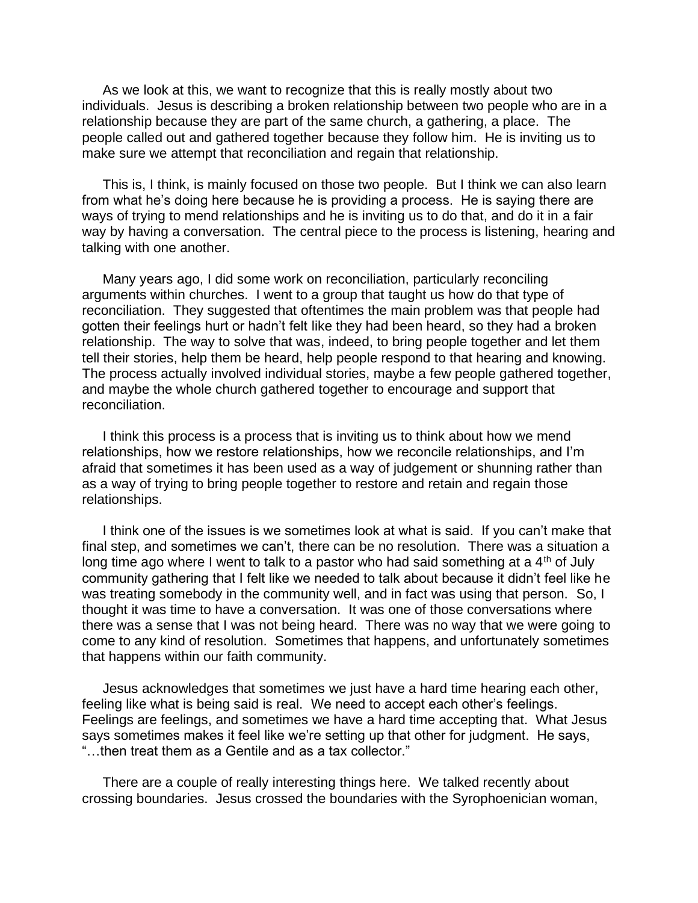As we look at this, we want to recognize that this is really mostly about two individuals. Jesus is describing a broken relationship between two people who are in a relationship because they are part of the same church, a gathering, a place. The people called out and gathered together because they follow him. He is inviting us to make sure we attempt that reconciliation and regain that relationship.

This is, I think, is mainly focused on those two people. But I think we can also learn from what he's doing here because he is providing a process. He is saying there are ways of trying to mend relationships and he is inviting us to do that, and do it in a fair way by having a conversation. The central piece to the process is listening, hearing and talking with one another.

Many years ago, I did some work on reconciliation, particularly reconciling arguments within churches. I went to a group that taught us how do that type of reconciliation. They suggested that oftentimes the main problem was that people had gotten their feelings hurt or hadn't felt like they had been heard, so they had a broken relationship. The way to solve that was, indeed, to bring people together and let them tell their stories, help them be heard, help people respond to that hearing and knowing. The process actually involved individual stories, maybe a few people gathered together, and maybe the whole church gathered together to encourage and support that reconciliation.

I think this process is a process that is inviting us to think about how we mend relationships, how we restore relationships, how we reconcile relationships, and I'm afraid that sometimes it has been used as a way of judgement or shunning rather than as a way of trying to bring people together to restore and retain and regain those relationships.

I think one of the issues is we sometimes look at what is said. If you can't make that final step, and sometimes we can't, there can be no resolution. There was a situation a long time ago where I went to talk to a pastor who had said something at a 4th of July community gathering that I felt like we needed to talk about because it didn't feel like he was treating somebody in the community well, and in fact was using that person. So, I thought it was time to have a conversation. It was one of those conversations where there was a sense that I was not being heard. There was no way that we were going to come to any kind of resolution. Sometimes that happens, and unfortunately sometimes that happens within our faith community.

Jesus acknowledges that sometimes we just have a hard time hearing each other, feeling like what is being said is real. We need to accept each other's feelings. Feelings are feelings, and sometimes we have a hard time accepting that. What Jesus says sometimes makes it feel like we're setting up that other for judgment. He says, "…then treat them as a Gentile and as a tax collector."

There are a couple of really interesting things here. We talked recently about crossing boundaries. Jesus crossed the boundaries with the Syrophoenician woman,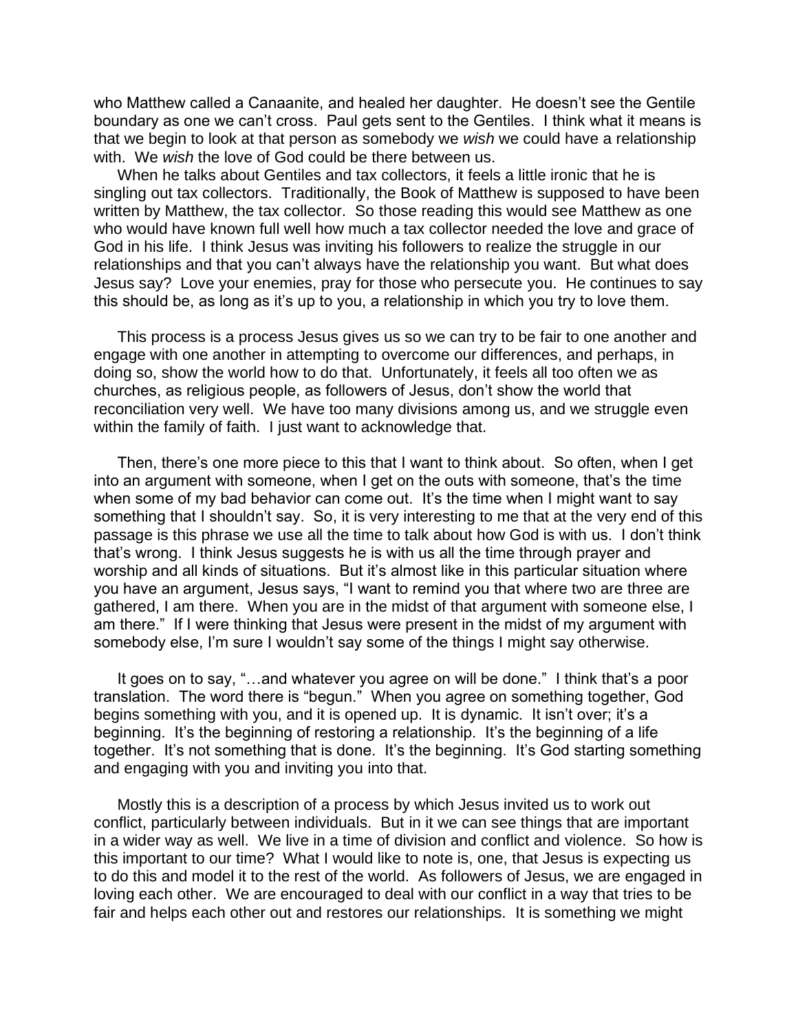who Matthew called a Canaanite, and healed her daughter. He doesn't see the Gentile boundary as one we can't cross. Paul gets sent to the Gentiles. I think what it means is that we begin to look at that person as somebody we *wish* we could have a relationship with. We *wish* the love of God could be there between us.

When he talks about Gentiles and tax collectors, it feels a little ironic that he is singling out tax collectors. Traditionally, the Book of Matthew is supposed to have been written by Matthew, the tax collector. So those reading this would see Matthew as one who would have known full well how much a tax collector needed the love and grace of God in his life. I think Jesus was inviting his followers to realize the struggle in our relationships and that you can't always have the relationship you want. But what does Jesus say? Love your enemies, pray for those who persecute you. He continues to say this should be, as long as it's up to you, a relationship in which you try to love them.

This process is a process Jesus gives us so we can try to be fair to one another and engage with one another in attempting to overcome our differences, and perhaps, in doing so, show the world how to do that. Unfortunately, it feels all too often we as churches, as religious people, as followers of Jesus, don't show the world that reconciliation very well. We have too many divisions among us, and we struggle even within the family of faith. I just want to acknowledge that.

Then, there's one more piece to this that I want to think about. So often, when I get into an argument with someone, when I get on the outs with someone, that's the time when some of my bad behavior can come out. It's the time when I might want to say something that I shouldn't say. So, it is very interesting to me that at the very end of this passage is this phrase we use all the time to talk about how God is with us. I don't think that's wrong. I think Jesus suggests he is with us all the time through prayer and worship and all kinds of situations. But it's almost like in this particular situation where you have an argument, Jesus says, "I want to remind you that where two are three are gathered, I am there. When you are in the midst of that argument with someone else, I am there." If I were thinking that Jesus were present in the midst of my argument with somebody else, I'm sure I wouldn't say some of the things I might say otherwise.

It goes on to say, "…and whatever you agree on will be done." I think that's a poor translation. The word there is "begun." When you agree on something together, God begins something with you, and it is opened up. It is dynamic. It isn't over; it's a beginning. It's the beginning of restoring a relationship. It's the beginning of a life together. It's not something that is done. It's the beginning. It's God starting something and engaging with you and inviting you into that.

Mostly this is a description of a process by which Jesus invited us to work out conflict, particularly between individuals. But in it we can see things that are important in a wider way as well. We live in a time of division and conflict and violence. So how is this important to our time? What I would like to note is, one, that Jesus is expecting us to do this and model it to the rest of the world. As followers of Jesus, we are engaged in loving each other. We are encouraged to deal with our conflict in a way that tries to be fair and helps each other out and restores our relationships. It is something we might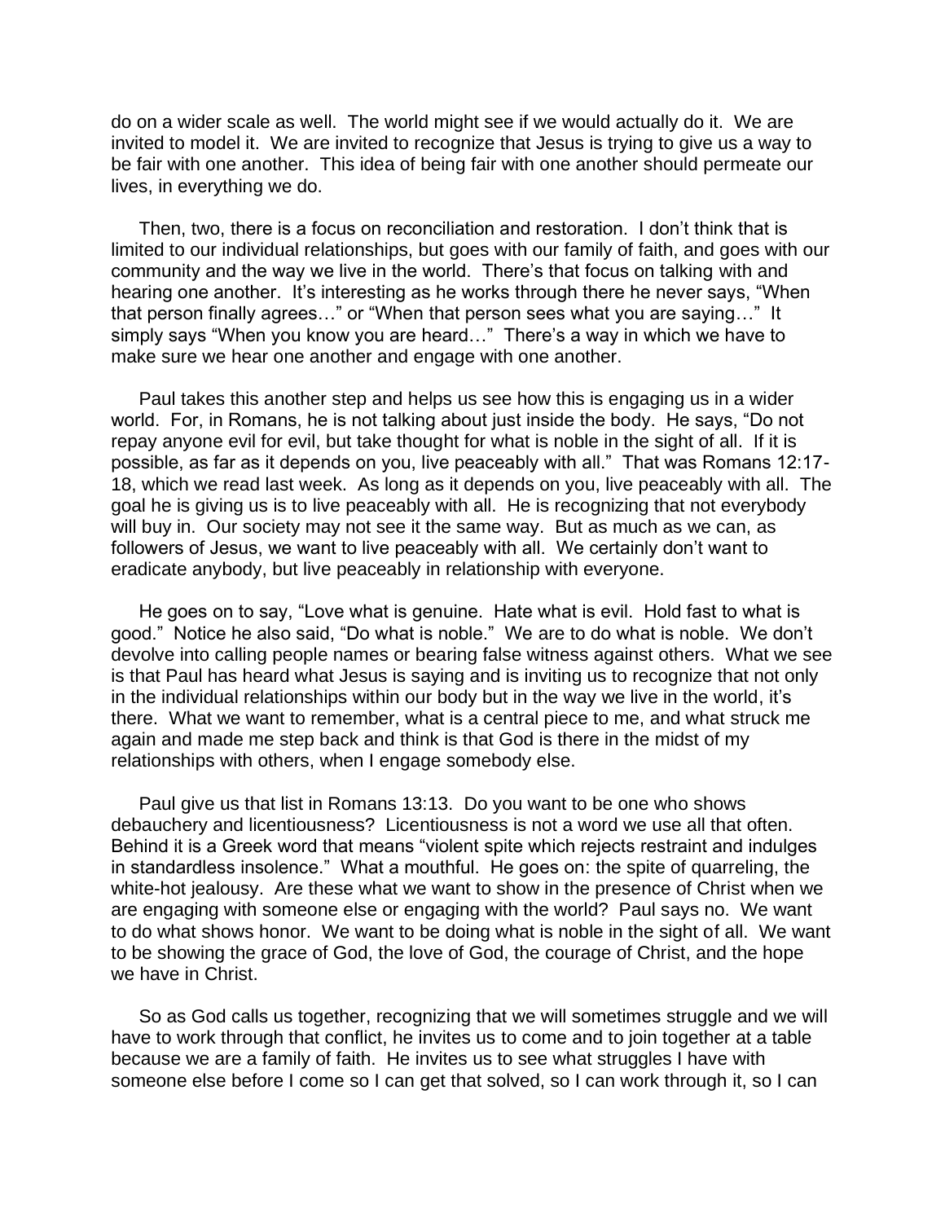do on a wider scale as well. The world might see if we would actually do it. We are invited to model it. We are invited to recognize that Jesus is trying to give us a way to be fair with one another. This idea of being fair with one another should permeate our lives, in everything we do.

Then, two, there is a focus on reconciliation and restoration. I don't think that is limited to our individual relationships, but goes with our family of faith, and goes with our community and the way we live in the world. There's that focus on talking with and hearing one another. It's interesting as he works through there he never says, "When that person finally agrees…" or "When that person sees what you are saying…" It simply says "When you know you are heard…" There's a way in which we have to make sure we hear one another and engage with one another.

Paul takes this another step and helps us see how this is engaging us in a wider world. For, in Romans, he is not talking about just inside the body. He says, "Do not repay anyone evil for evil, but take thought for what is noble in the sight of all. If it is possible, as far as it depends on you, live peaceably with all." That was Romans 12:17-18, which we read last week. As long as it depends on you, live peaceably with all. The goal he is giving us is to live peaceably with all. He is recognizing that not everybody will buy in. Our society may not see it the same way. But as much as we can, as followers of Jesus, we want to live peaceably with all. We certainly don't want to eradicate anybody, but live peaceably in relationship with everyone.

He goes on to say, "Love what is genuine. Hate what is evil. Hold fast to what is good." Notice he also said, "Do what is noble." We are to do what is noble. We don't devolve into calling people names or bearing false witness against others. What we see is that Paul has heard what Jesus is saying and is inviting us to recognize that not only in the individual relationships within our body but in the way we live in the world, it's there. What we want to remember, what is a central piece to me, and what struck me again and made me step back and think is that God is there in the midst of my relationships with others, when I engage somebody else.

Paul give us that list in Romans 13:13. Do you want to be one who shows debauchery and licentiousness? Licentiousness is not a word we use all that often. Behind it is a Greek word that means "violent spite which rejects restraint and indulges in standardless insolence." What a mouthful. He goes on: the spite of quarreling, the white-hot jealousy. Are these what we want to show in the presence of Christ when we are engaging with someone else or engaging with the world? Paul says no. We want to do what shows honor. We want to be doing what is noble in the sight of all. We want to be showing the grace of God, the love of God, the courage of Christ, and the hope we have in Christ.

So as God calls us together, recognizing that we will sometimes struggle and we will have to work through that conflict, he invites us to come and to join together at a table because we are a family of faith. He invites us to see what struggles I have with someone else before I come so I can get that solved, so I can work through it, so I can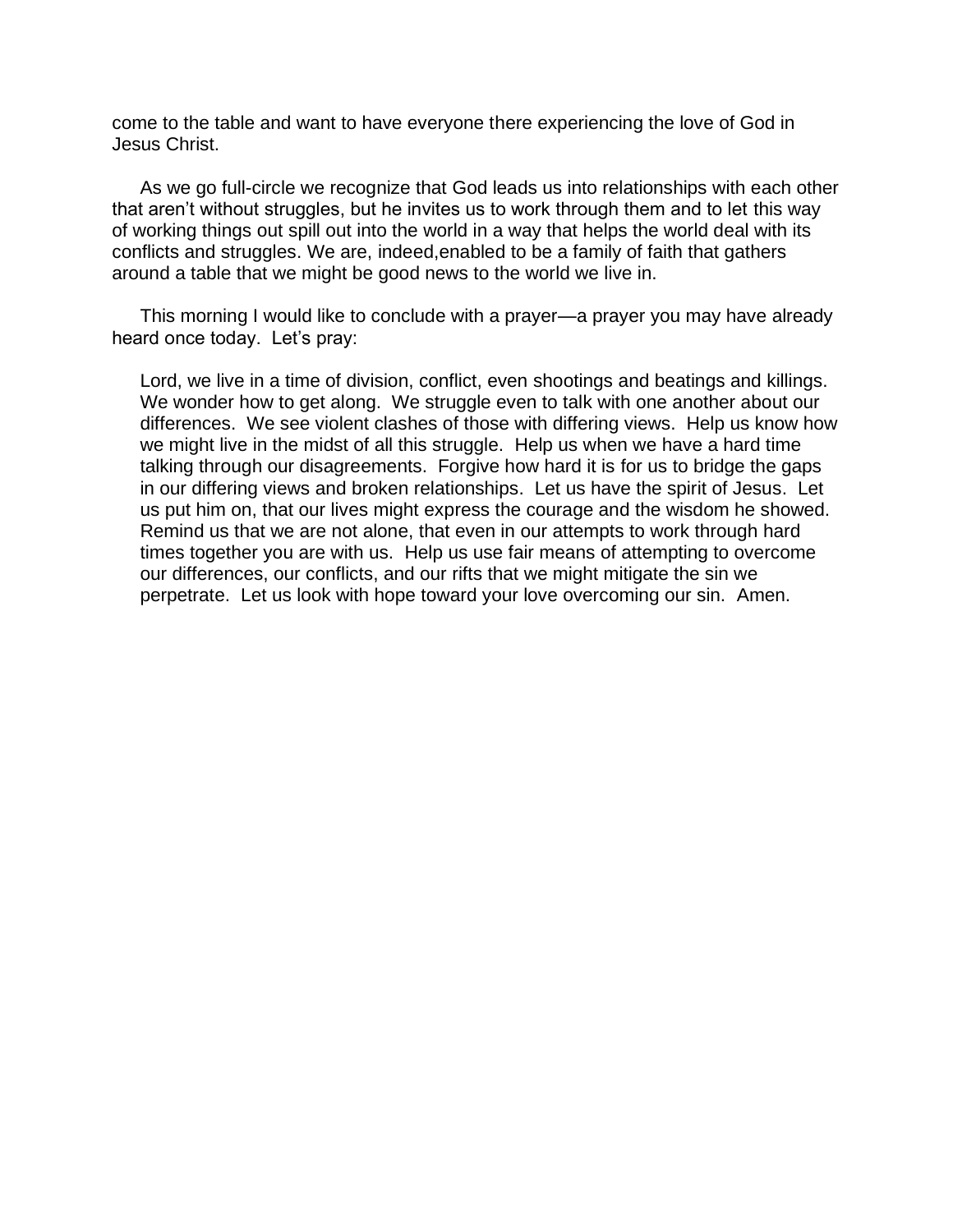come to the table and want to have everyone there experiencing the love of God in Jesus Christ.

As we go full-circle we recognize that God leads us into relationships with each other that aren't without struggles, but he invites us to work through them and to let this way of working things out spill out into the world in a way that helps the world deal with its conflicts and struggles. We are, indeed,enabled to be a family of faith that gathers around a table that we might be good news to the world we live in.

This morning I would like to conclude with a prayer—a prayer you may have already heard once today. Let's pray:

> Lord, we live in a time of division, conflict, even shootings and beatings and killings. We wonder how to get along. We struggle even to talk with one another about our differences. We see violent clashes of those with differing views. Help us know how we might live in the midst of all this struggle. Help us when we have a hard time talking through our disagreements. Forgive how hard it is for us to bridge the gaps in our differing views and broken relationships. Let us have the spirit of Jesus. Let us put him on, that our lives might express the courage and the wisdom he showed. Remind us that we are not alone, that even in our attempts to work through hard times together you are with us. Help us use fair means of attempting to overcome our differences, our conflicts, and our rifts that we might mitigate the sin we perpetrate. Let us look with hope toward your love overcoming our sin. Amen.